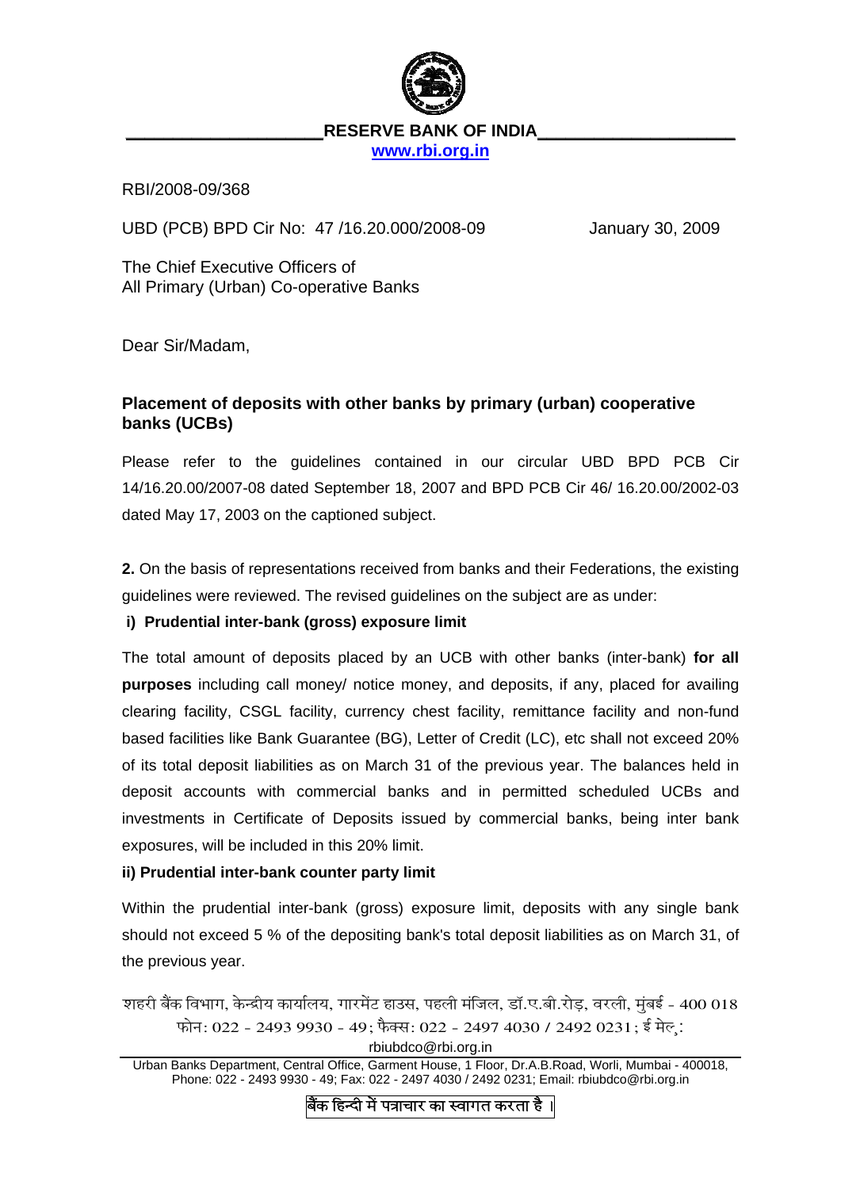**RESERVE BANK OF INDIA**

www.rbi.org.in

RBI/2008-09/368

UBD (PCB) BPD Cir No: 47 /16.20.000/2008-09 January 30, 2009

The Chief Executive Officers of
All Primary (Urban) Co-operative Banks

Dear Sir/Madam,

**Placement of deposits with other banks by primary (urban) cooperative banks (UCBs)**

Please refer to the guidelines contained in our circular UBD BPD PCB Cir 14/16.20.00/2007-08 dated September 18, 2007 and BPD PCB Cir 46/ 16.20.00/2002-03 dated May 17, 2003 on the captioned subject.

**2.** On the basis of representations received from banks and their Federations, the existing guidelines were reviewed. The revised guidelines on the subject are as under:

**i) Prudential inter-bank (gross) exposure limit**

The total amount of deposits placed by an UCB with other banks (inter-bank) **for all purposes** including call money/ notice money, and deposits, if any, placed for availing clearing facility, CSGL facility, currency chest facility, remittance facility and non-fund based facilities like Bank Guarantee (BG), Letter of Credit (LC), etc shall not exceed 20% of its total deposit liabilities as on March 31 of the previous year. The balances held in deposit accounts with commercial banks and in permitted scheduled UCBs and investments in Certificate of Deposits issued by commercial banks, being inter bank exposures, will be included in this 20% limit.

**ii) Prudential inter-bank counter party limit**

Within the prudential inter-bank (gross) exposure limit, deposits with any single bank should not exceed 5 % of the depositing bank's total deposit liabilities as on March 31, of the previous year.

शहरी बैंक विभाग, केन्द्रीय कार्यालय, गारमेंट हाउस, पहली मंजिल, डॉ.ए.बी.रोड़, वरली, मुंबई - 400 018
फोन: 022 - 2493 9930 - 49; फैक्स: 022 - 2497 4030 / 2492 0231; ई मेल: rbiubdco@rbi.org.in

Urban Banks Department, Central Office, Garment House, 1 Floor, Dr.A.B.Road, Worli, Mumbai - 400018, Phone: 022 - 2493 9930 - 49; Fax: 022 - 2497 4030 / 2492 0231; Email: rbiubdco@rbi.org.in

बैंक हिन्दी में पत्राचार का स्वागत करता है ।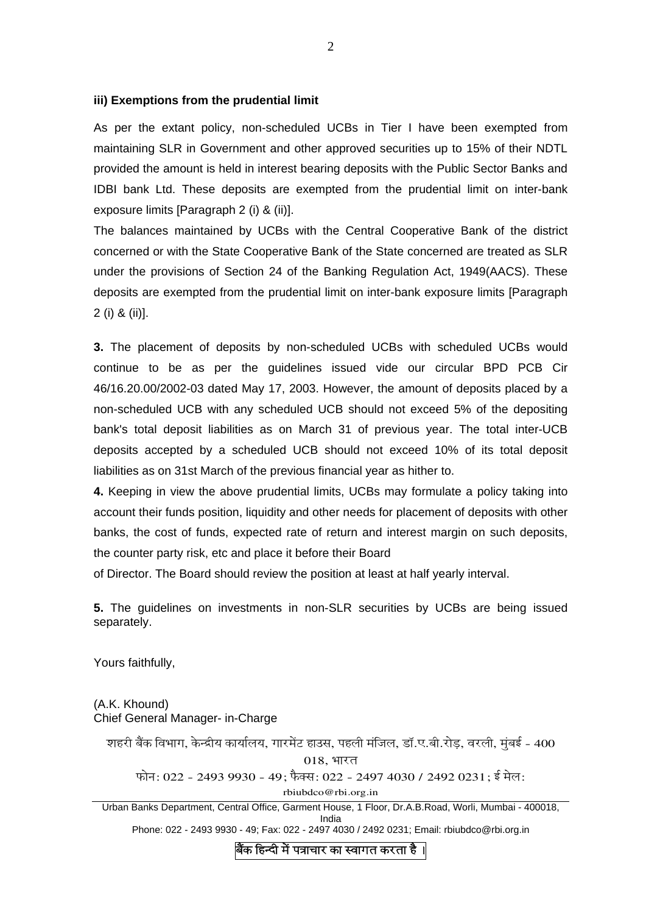**iii) Exemptions from the prudential limit**

As per the extant policy, non-scheduled UCBs in Tier I have been exempted from maintaining SLR in Government and other approved securities up to 15% of their NDTL provided the amount is held in interest bearing deposits with the Public Sector Banks and IDBI bank Ltd. These deposits are exempted from the prudential limit on inter-bank exposure limits [Paragraph 2 (i) & (ii)].

The balances maintained by UCBs with the Central Cooperative Bank of the district concerned or with the State Cooperative Bank of the State concerned are treated as SLR under the provisions of Section 24 of the Banking Regulation Act, 1949(AACS). These deposits are exempted from the prudential limit on inter-bank exposure limits [Paragraph 2 (i) & (ii)].

**3.** The placement of deposits by non-scheduled UCBs with scheduled UCBs would continue to be as per the guidelines issued vide our circular BPD PCB Cir 46/16.20.00/2002-03 dated May 17, 2003. However, the amount of deposits placed by a non-scheduled UCB with any scheduled UCB should not exceed 5% of the depositing bank's total deposit liabilities as on March 31 of previous year. The total inter-UCB deposits accepted by a scheduled UCB should not exceed 10% of its total deposit liabilities as on 31st March of the previous financial year as hither to.

**4.** Keeping in view the above prudential limits, UCBs may formulate a policy taking into account their funds position, liquidity and other needs for placement of deposits with other banks, the cost of funds, expected rate of return and interest margin on such deposits, the counter party risk, etc and place it before their Board of Director. The Board should review the position at least at half yearly interval.

**5.** The guidelines on investments in non-SLR securities by UCBs are being issued separately.

Yours faithfully,

(A.K. Khound)
Chief General Manager- in-Charge

शहरी बैंक विभाग, केन्द्रीय कार्यालय, गारमेंट हाउस, पहली मंजिल, डॉ.ए.बी.रोड़, वरली, मुंबई - 400 018, भारत
फोन: 022 - 2493 9930 - 49; फैक्स: 022 - 2497 4030 / 2492 0231; ई मेल: rbiubdco@rbi.org.in

Urban Banks Department, Central Office, Garment House, 1 Floor, Dr.A.B.Road, Worli, Mumbai - 400018, India
Phone: 022 - 2493 9930 - 49; Fax: 022 - 2497 4030 / 2492 0231; Email: rbiubdco@rbi.org.in

बैंक हिन्दी में पत्राचार का स्वागत करता है ।